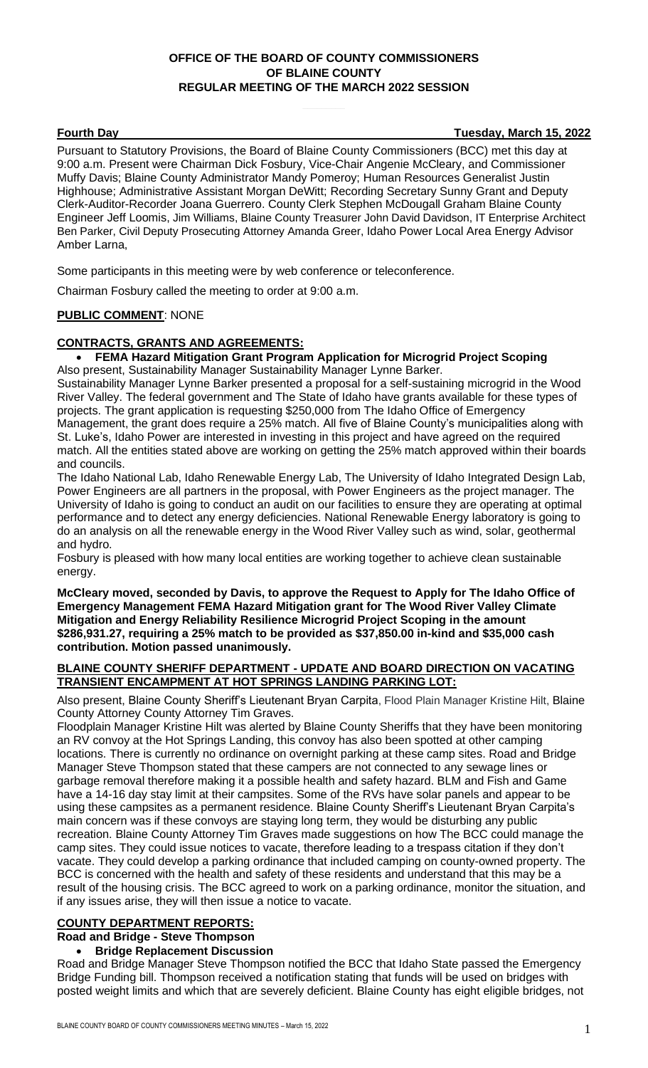**OFFICE OF THE BOARD OF COUNTY COMMISSIONERS**
**OF BLAINE COUNTY**
**REGULAR MEETING OF THE MARCH 2022 SESSION**

**Fourth Day** **Tuesday, March 15, 2022**

Pursuant to Statutory Provisions, the Board of Blaine County Commissioners (BCC) met this day at 9:00 a.m. Present were Chairman Dick Fosbury, Vice-Chair Angenie McCleary, and Commissioner Muffy Davis; Blaine County Administrator Mandy Pomeroy; Human Resources Generalist Justin Highhouse; Administrative Assistant Morgan DeWitt; Recording Secretary Sunny Grant and Deputy Clerk-Auditor-Recorder Joana Guerrero. County Clerk Stephen McDougall Graham Blaine County Engineer Jeff Loomis, Jim Williams, Blaine County Treasurer John David Davidson, IT Enterprise Architect Ben Parker, Civil Deputy Prosecuting Attorney Amanda Greer, Idaho Power Local Area Energy Advisor Amber Larna,

Some participants in this meeting were by web conference or teleconference.

Chairman Fosbury called the meeting to order at 9:00 a.m.

**PUBLIC COMMENT**: NONE

**CONTRACTS, GRANTS AND AGREEMENTS:**

- **FEMA Hazard Mitigation Grant Program Application for Microgrid Project Scoping**

Also present, Sustainability Manager Sustainability Manager Lynne Barker.

Sustainability Manager Lynne Barker presented a proposal for a self-sustaining microgrid in the Wood River Valley. The federal government and The State of Idaho have grants available for these types of projects. The grant application is requesting $250,000 from The Idaho Office of Emergency Management, the grant does require a 25% match. All five of Blaine County's municipalities along with St. Luke's, Idaho Power are interested in investing in this project and have agreed on the required match. All the entities stated above are working on getting the 25% match approved within their boards and councils.

The Idaho National Lab, Idaho Renewable Energy Lab, The University of Idaho Integrated Design Lab, Power Engineers are all partners in the proposal, with Power Engineers as the project manager. The University of Idaho is going to conduct an audit on our facilities to ensure they are operating at optimal performance and to detect any energy deficiencies. National Renewable Energy laboratory is going to do an analysis on all the renewable energy in the Wood River Valley such as wind, solar, geothermal and hydro.

Fosbury is pleased with how many local entities are working together to achieve clean sustainable energy.

**McCleary moved, seconded by Davis, to approve the Request to Apply for The Idaho Office of Emergency Management FEMA Hazard Mitigation grant for The Wood River Valley Climate Mitigation and Energy Reliability Resilience Microgrid Project Scoping in the amount $286,931.27, requiring a 25% match to be provided as $37,850.00 in-kind and $35,000 cash contribution. Motion passed unanimously.**

**BLAINE COUNTY SHERIFF DEPARTMENT - UPDATE AND BOARD DIRECTION ON VACATING TRANSIENT ENCAMPMENT AT HOT SPRINGS LANDING PARKING LOT:**

Also present, Blaine County Sheriff's Lieutenant Bryan Carpita, Flood Plain Manager Kristine Hilt, Blaine County Attorney County Attorney Tim Graves.

Floodplain Manager Kristine Hilt was alerted by Blaine County Sheriffs that they have been monitoring an RV convoy at the Hot Springs Landing, this convoy has also been spotted at other camping locations. There is currently no ordinance on overnight parking at these camp sites. Road and Bridge Manager Steve Thompson stated that these campers are not connected to any sewage lines or garbage removal therefore making it a possible health and safety hazard. BLM and Fish and Game have a 14-16 day stay limit at their campsites. Some of the RVs have solar panels and appear to be using these campsites as a permanent residence. Blaine County Sheriff's Lieutenant Bryan Carpita's main concern was if these convoys are staying long term, they would be disturbing any public recreation. Blaine County Attorney Tim Graves made suggestions on how The BCC could manage the camp sites. They could issue notices to vacate, therefore leading to a trespass citation if they don't vacate. They could develop a parking ordinance that included camping on county-owned property. The BCC is concerned with the health and safety of these residents and understand that this may be a result of the housing crisis. The BCC agreed to work on a parking ordinance, monitor the situation, and if any issues arise, they will then issue a notice to vacate.

**COUNTY DEPARTMENT REPORTS:**

**Road and Bridge - Steve Thompson**

- **Bridge Replacement Discussion**

Road and Bridge Manager Steve Thompson notified the BCC that Idaho State passed the Emergency Bridge Funding bill. Thompson received a notification stating that funds will be used on bridges with posted weight limits and which that are severely deficient. Blaine County has eight eligible bridges, not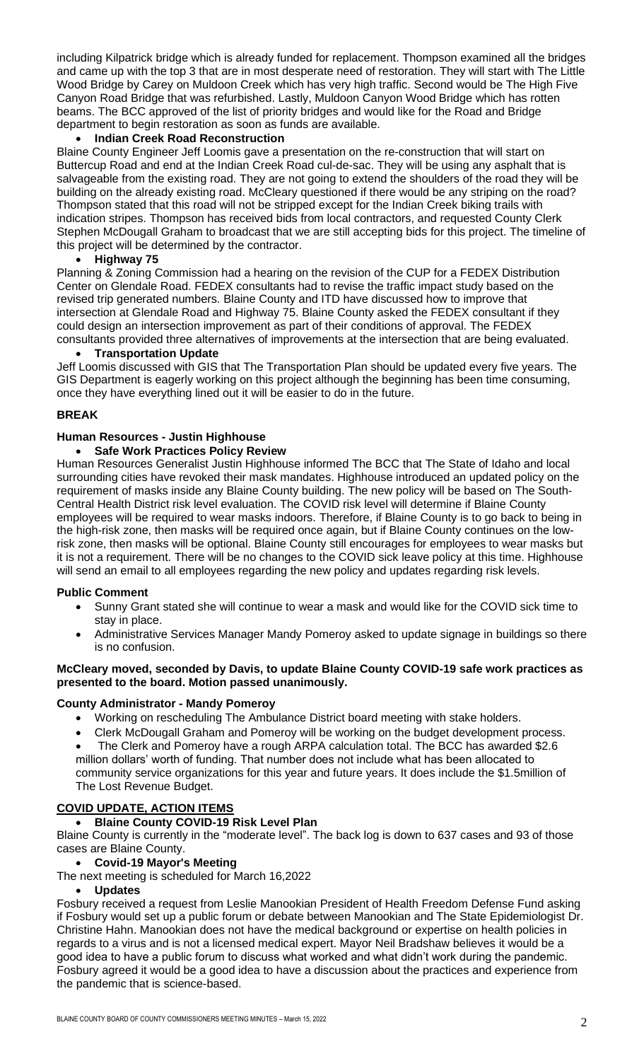including Kilpatrick bridge which is already funded for replacement. Thompson examined all the bridges and came up with the top 3 that are in most desperate need of restoration. They will start with The Little Wood Bridge by Carey on Muldoon Creek which has very high traffic. Second would be The High Five Canyon Road Bridge that was refurbished. Lastly, Muldoon Canyon Wood Bridge which has rotten beams. The BCC approved of the list of priority bridges and would like for the Road and Bridge department to begin restoration as soon as funds are available.

- **Indian Creek Road Reconstruction**

Blaine County Engineer Jeff Loomis gave a presentation on the re-construction that will start on Buttercup Road and end at the Indian Creek Road cul-de-sac. They will be using any asphalt that is salvageable from the existing road. They are not going to extend the shoulders of the road they will be building on the already existing road. McCleary questioned if there would be any striping on the road? Thompson stated that this road will not be stripped except for the Indian Creek biking trails with indication stripes. Thompson has received bids from local contractors, and requested County Clerk Stephen McDougall Graham to broadcast that we are still accepting bids for this project. The timeline of this project will be determined by the contractor.

- **Highway 75**

Planning & Zoning Commission had a hearing on the revision of the CUP for a FEDEX Distribution Center on Glendale Road. FEDEX consultants had to revise the traffic impact study based on the revised trip generated numbers. Blaine County and ITD have discussed how to improve that intersection at Glendale Road and Highway 75. Blaine County asked the FEDEX consultant if they could design an intersection improvement as part of their conditions of approval. The FEDEX consultants provided three alternatives of improvements at the intersection that are being evaluated.

- **Transportation Update**

Jeff Loomis discussed with GIS that The Transportation Plan should be updated every five years. The GIS Department is eagerly working on this project although the beginning has been time consuming, once they have everything lined out it will be easier to do in the future.

**BREAK**

**Human Resources - Justin Highhouse**

- **Safe Work Practices Policy Review**

Human Resources Generalist Justin Highhouse informed The BCC that The State of Idaho and local surrounding cities have revoked their mask mandates. Highhouse introduced an updated policy on the requirement of masks inside any Blaine County building. The new policy will be based on The South-Central Health District risk level evaluation. The COVID risk level will determine if Blaine County employees will be required to wear masks indoors. Therefore, if Blaine County is to go back to being in the high-risk zone, then masks will be required once again, but if Blaine County continues on the low-risk zone, then masks will be optional. Blaine County still encourages for employees to wear masks but it is not a requirement. There will be no changes to the COVID sick leave policy at this time. Highhouse will send an email to all employees regarding the new policy and updates regarding risk levels.

**Public Comment**

- Sunny Grant stated she will continue to wear a mask and would like for the COVID sick time to stay in place.
- Administrative Services Manager Mandy Pomeroy asked to update signage in buildings so there is no confusion.

**McCleary moved, seconded by Davis, to update Blaine County COVID-19 safe work practices as presented to the board. Motion passed unanimously.**

**County Administrator - Mandy Pomeroy**

- Working on rescheduling The Ambulance District board meeting with stake holders.
- Clerk McDougall Graham and Pomeroy will be working on the budget development process.
- The Clerk and Pomeroy have a rough ARPA calculation total. The BCC has awarded $2.6 million dollars' worth of funding. That number does not include what has been allocated to community service organizations for this year and future years. It does include the $1.5million of The Lost Revenue Budget.

**COVID UPDATE, ACTION ITEMS**

- **Blaine County COVID-19 Risk Level Plan**

Blaine County is currently in the "moderate level". The back log is down to 637 cases and 93 of those cases are Blaine County.

- **Covid-19 Mayor's Meeting**

The next meeting is scheduled for March 16,2022

- **Updates**

Fosbury received a request from Leslie Manookian President of Health Freedom Defense Fund asking if Fosbury would set up a public forum or debate between Manookian and The State Epidemiologist Dr. Christine Hahn. Manookian does not have the medical background or expertise on health policies in regards to a virus and is not a licensed medical expert. Mayor Neil Bradshaw believes it would be a good idea to have a public forum to discuss what worked and what didn't work during the pandemic. Fosbury agreed it would be a good idea to have a discussion about the practices and experience from the pandemic that is science-based.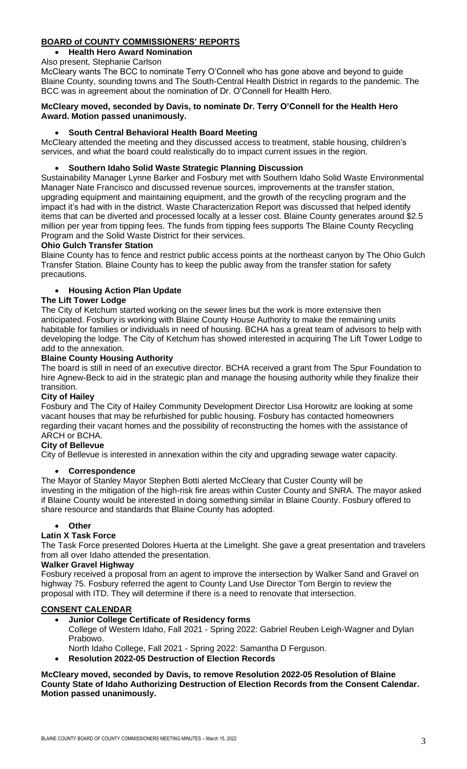## BOARD of COUNTY COMMISSIONERS' REPORTS

- **Health Hero Award Nomination**

Also present, Stephanie Carlson

McCleary wants The BCC to nominate Terry O'Connell who has gone above and beyond to guide Blaine County, sounding towns and The South-Central Health District in regards to the pandemic. The BCC was in agreement about the nomination of Dr. O'Connell for Health Hero.

**McCleary moved, seconded by Davis, to nominate Dr. Terry O'Connell for the Health Hero Award. Motion passed unanimously.**

- **South Central Behavioral Health Board Meeting**

McCleary attended the meeting and they discussed access to treatment, stable housing, children's services, and what the board could realistically do to impact current issues in the region.

- **Southern Idaho Solid Waste Strategic Planning Discussion**

Sustainability Manager Lynne Barker and Fosbury met with Southern Idaho Solid Waste Environmental Manager Nate Francisco and discussed revenue sources, improvements at the transfer station, upgrading equipment and maintaining equipment, and the growth of the recycling program and the impact it's had with in the district. Waste Characterization Report was discussed that helped identify items that can be diverted and processed locally at a lesser cost. Blaine County generates around $2.5 million per year from tipping fees. The funds from tipping fees supports The Blaine County Recycling Program and the Solid Waste District for their services.

**Ohio Gulch Transfer Station**

Blaine County has to fence and restrict public access points at the northeast canyon by The Ohio Gulch Transfer Station. Blaine County has to keep the public away from the transfer station for safety precautions.

- **Housing Action Plan Update**

**The Lift Tower Lodge**

The City of Ketchum started working on the sewer lines but the work is more extensive then anticipated. Fosbury is working with Blaine County House Authority to make the remaining units habitable for families or individuals in need of housing. BCHA has a great team of advisors to help with developing the lodge. The City of Ketchum has showed interested in acquiring The Lift Tower Lodge to add to the annexation.

**Blaine County Housing Authority**

The board is still in need of an executive director. BCHA received a grant from The Spur Foundation to hire Agnew-Beck to aid in the strategic plan and manage the housing authority while they finalize their transition.

**City of Hailey**

Fosbury and The City of Hailey Community Development Director Lisa Horowitz are looking at some vacant houses that may be refurbished for public housing. Fosbury has contacted homeowners regarding their vacant homes and the possibility of reconstructing the homes with the assistance of ARCH or BCHA.

**City of Bellevue**

City of Bellevue is interested in annexation within the city and upgrading sewage water capacity.

- **Correspondence**

The Mayor of Stanley Mayor Stephen Botti alerted McCleary that Custer County will be investing in the mitigation of the high-risk fire areas within Custer County and SNRA. The mayor asked if Blaine County would be interested in doing something similar in Blaine County. Fosbury offered to share resource and standards that Blaine County has adopted.

- **Other**

**Latin X Task Force**

The Task Force presented Dolores Huerta at the Limelight. She gave a great presentation and travelers from all over Idaho attended the presentation.

**Walker Gravel Highway**

Fosbury received a proposal from an agent to improve the intersection by Walker Sand and Gravel on highway 75. Fosbury referred the agent to County Land Use Director Tom Bergin to review the proposal with ITD. They will determine if there is a need to renovate that intersection.

## CONSENT CALENDAR

- **Junior College Certificate of Residency forms**

  College of Western Idaho, Fall 2021 - Spring 2022: Gabriel Reuben Leigh-Wagner and Dylan Prabowo.

  North Idaho College, Fall 2021 - Spring 2022: Samantha D Ferguson.

- **Resolution 2022-05 Destruction of Election Records**

**McCleary moved, seconded by Davis, to remove Resolution 2022-05 Resolution of Blaine County State of Idaho Authorizing Destruction of Election Records from the Consent Calendar. Motion passed unanimously.**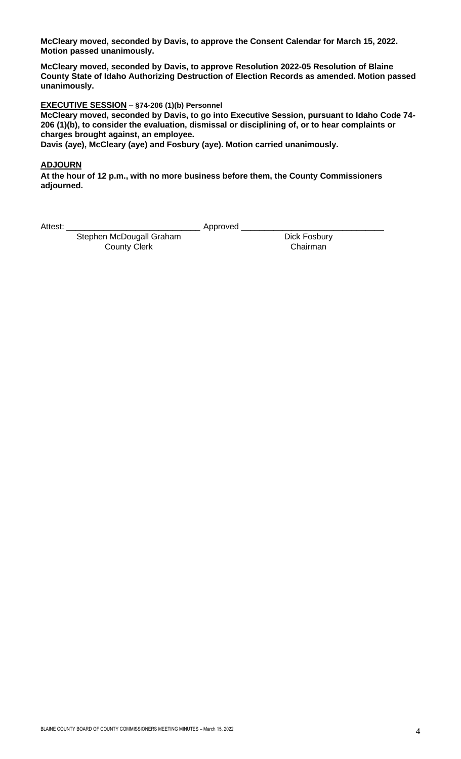**McCleary moved, seconded by Davis, to approve the Consent Calendar for March 15, 2022. Motion passed unanimously.**

**McCleary moved, seconded by Davis, to approve Resolution 2022-05 Resolution of Blaine County State of Idaho Authorizing Destruction of Election Records as amended. Motion passed unanimously.**

**EXECUTIVE SESSION – §74-206 (1)(b) Personnel**
**McCleary moved, seconded by Davis, to go into Executive Session, pursuant to Idaho Code 74-206 (1)(b), to consider the evaluation, dismissal or disciplining of, or to hear complaints or charges brought against, an employee.**
**Davis (aye), McCleary (aye) and Fosbury (aye). Motion carried unanimously.**

**ADJOURN**
**At the hour of 12 p.m., with no more business before them, the County Commissioners adjourned.**

Attest: ____________________________ Approved ______________________________
Stephen McDougall Graham — County Clerk
Dick Fosbury — Chairman